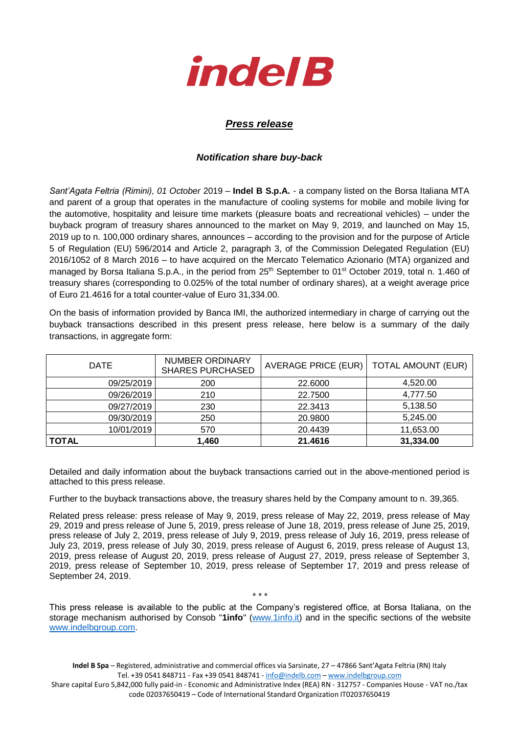**indelB**

## *Press release*

### *Notification share buy-back*

*Sant'Agata Feltria (Rimini), 01 October* 2019 – **Indel B S.p.A.** - a company listed on the Borsa Italiana MTA and parent of a group that operates in the manufacture of cooling systems for mobile and mobile living for the automotive, hospitality and leisure time markets (pleasure boats and recreational vehicles) – under the buyback program of treasury shares announced to the market on May 9, 2019, and launched on May 15, 2019 up to n. 100,000 ordinary shares, announces – according to the provision and for the purpose of Article 5 of Regulation (EU) 596/2014 and Article 2, paragraph 3, of the Commission Delegated Regulation (EU) 2016/1052 of 8 March 2016 – to have acquired on the Mercato Telematico Azionario (MTA) organized and managed by Borsa Italiana S.p.A., in the period from 25th September to 01st October 2019, total n. 1.460 of treasury shares (corresponding to 0.025% of the total number of ordinary shares), at a weight average price of Euro 21.4616 for a total counter-value of Euro 31,334.00.

On the basis of information provided by Banca IMI, the authorized intermediary in charge of carrying out the buyback transactions described in this present press release, here below is a summary of the daily transactions, in aggregate form:

| DATE | NUMBER ORDINARY SHARES PURCHASED | AVERAGE PRICE (EUR) | TOTAL AMOUNT (EUR) |
|---|---|---|---|
| 09/25/2019 | 200 | 22.6000 | 4,520.00 |
| 09/26/2019 | 210 | 22.7500 | 4,777.50 |
| 09/27/2019 | 230 | 22.3413 | 5,138.50 |
| 09/30/2019 | 250 | 20.9800 | 5,245.00 |
| 10/01/2019 | 570 | 20.4439 | 11,653.00 |
| **TOTAL** | **1,460** | **21.4616** | **31,334.00** |

Detailed and daily information about the buyback transactions carried out in the above-mentioned period is attached to this press release.

Further to the buyback transactions above, the treasury shares held by the Company amount to n. 39,365.

Related press release: press release of May 9, 2019, press release of May 22, 2019, press release of May 29, 2019 and press release of June 5, 2019, press release of June 18, 2019, press release of June 25, 2019, press release of July 2, 2019, press release of July 9, 2019, press release of July 16, 2019, press release of July 23, 2019, press release of July 30, 2019, press release of August 6, 2019, press release of August 13, 2019, press release of August 20, 2019, press release of August 27, 2019, press release of September 3, 2019, press release of September 10, 2019, press release of September 17, 2019 and press release of September 24, 2019.

\* \* \*

This press release is available to the public at the Company's registered office, at Borsa Italiana, on the storage mechanism authorised by Consob "**1info**" (www.1info.it) and in the specific sections of the website www.indelbgroup.com.

**Indel B Spa** – Registered, administrative and commercial offices via Sarsinate, 27 – 47866 Sant'Agata Feltria (RN) Italy
Tel. +39 0541 848711 - Fax +39 0541 848741 - info@indelb.com – www.indelbgroup.com
Share capital Euro 5,842,000 fully paid-in - Economic and Administrative Index (REA) RN - 312757 - Companies House - VAT no./tax code 02037650419 – Code of International Standard Organization IT02037650419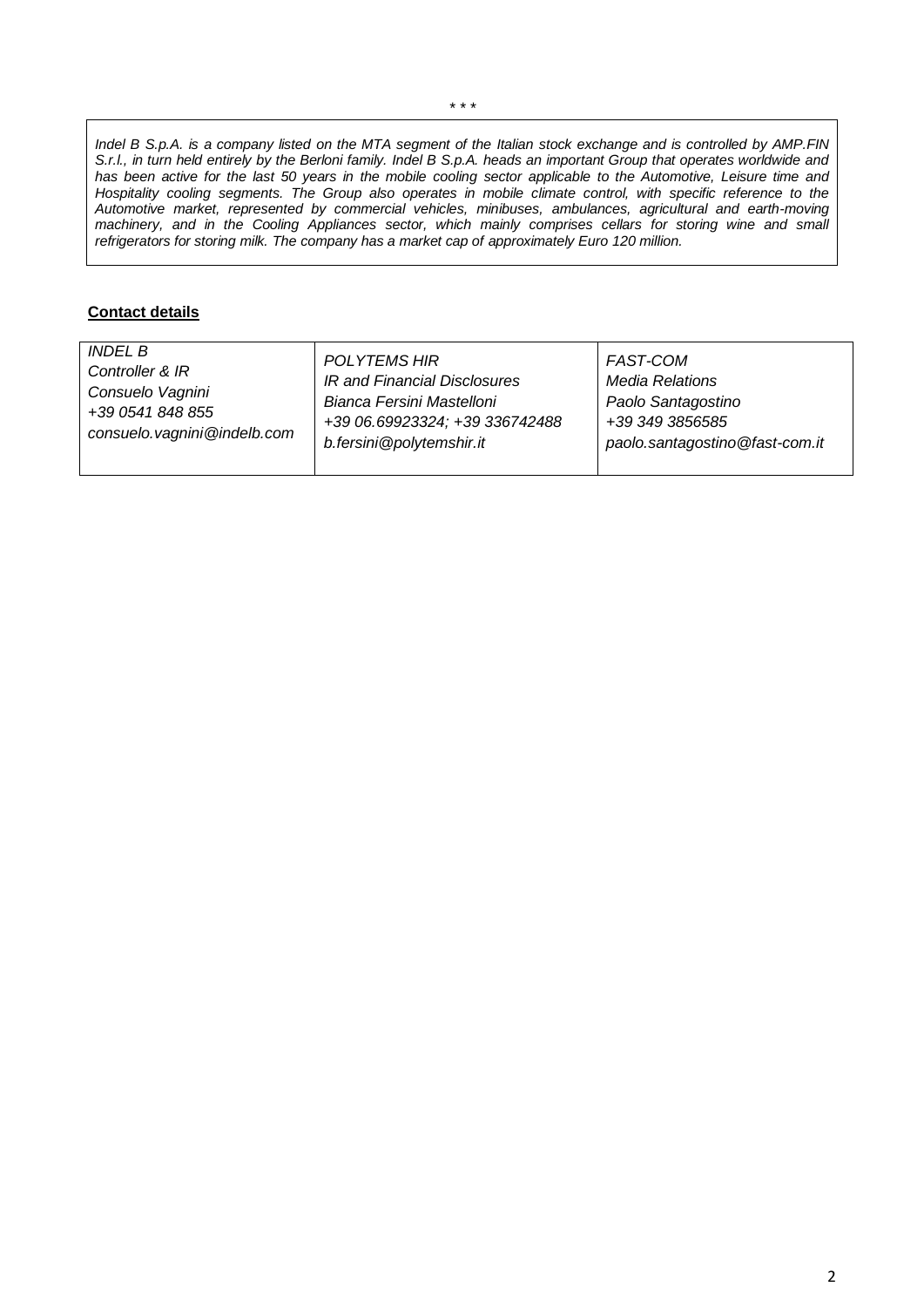\* \* \*

*Indel B S.p.A. is a company listed on the MTA segment of the Italian stock exchange and is controlled by AMP.FIN S.r.l., in turn held entirely by the Berloni family. Indel B S.p.A. heads an important Group that operates worldwide and has been active for the last 50 years in the mobile cooling sector applicable to the Automotive, Leisure time and Hospitality cooling segments. The Group also operates in mobile climate control, with specific reference to the Automotive market, represented by commercial vehicles, minibuses, ambulances, agricultural and earth-moving machinery, and in the Cooling Appliances sector, which mainly comprises cellars for storing wine and small refrigerators for storing milk. The company has a market cap of approximately Euro 120 million.*

**Contact details**

| | | |
|---|---|---|
| *INDEL B*<br>*Controller & IR*<br>*Consuelo Vagnini*<br>*+39 0541 848 855*<br>*consuelo.vagnini@indelb.com* | *POLYTEMS HIR*<br>*IR and Financial Disclosures*<br>*Bianca Fersini Mastelloni*<br>*+39 06.69923324; +39 336742488*<br>*b.fersini@polytemshir.it* | *FAST-COM*<br>*Media Relations*<br>*Paolo Santagostino*<br>*+39 349 3856585*<br>*paolo.santagostino@fast-com.it* |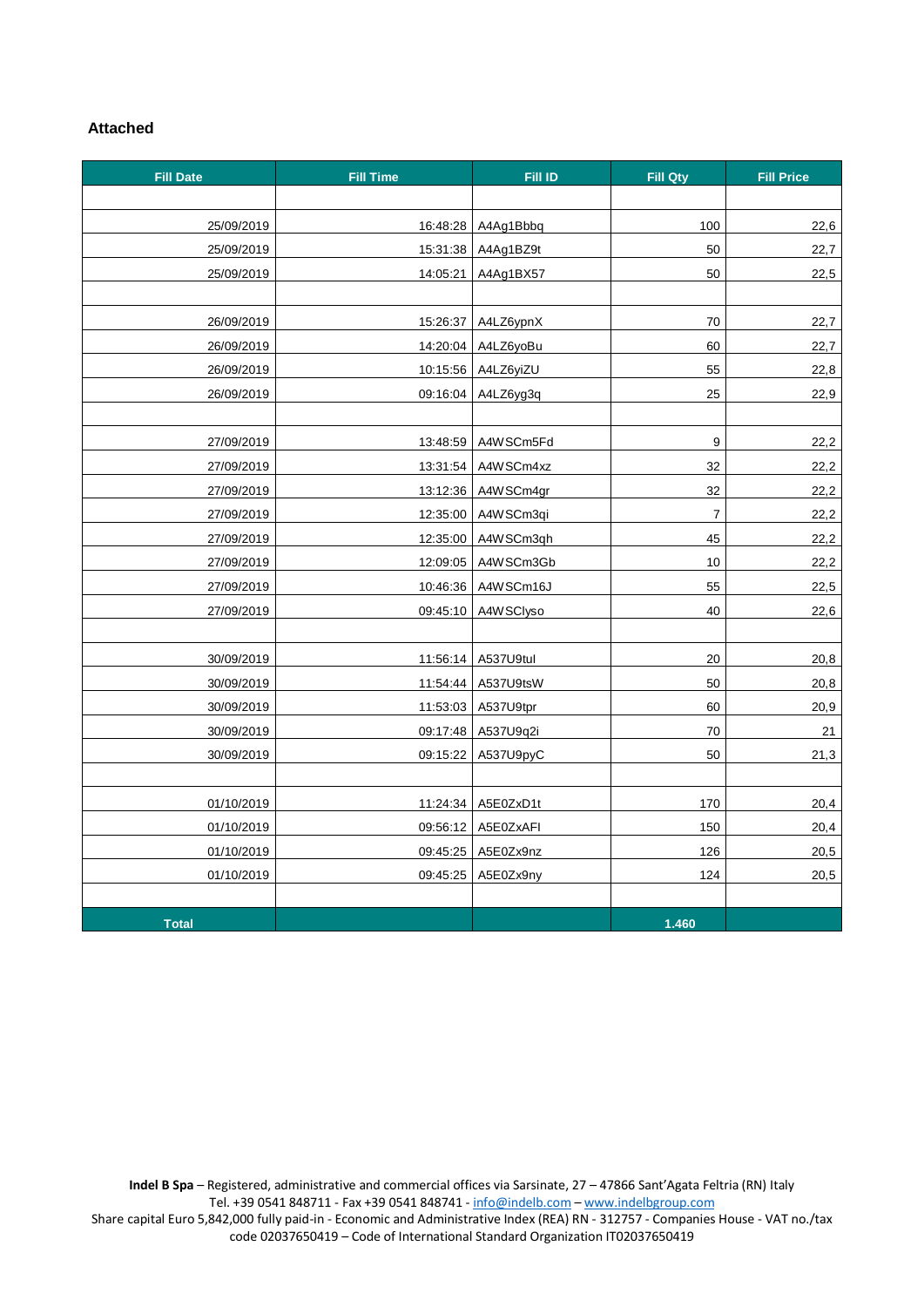**Attached**

| Fill Date | Fill Time | Fill ID | Fill Qty | Fill Price |
|---|---|---|---|---|
| | | | | |
| 25/09/2019 | 16:48:28 | A4Ag1Bbbq | 100 | 22,6 |
| 25/09/2019 | 15:31:38 | A4Ag1BZ9t | 50 | 22,7 |
| 25/09/2019 | 14:05:21 | A4Ag1BX57 | 50 | 22,5 |
| | | | | |
| 26/09/2019 | 15:26:37 | A4LZ6ypnX | 70 | 22,7 |
| 26/09/2019 | 14:20:04 | A4LZ6yoBu | 60 | 22,7 |
| 26/09/2019 | 10:15:56 | A4LZ6yiZU | 55 | 22,8 |
| 26/09/2019 | 09:16:04 | A4LZ6yg3q | 25 | 22,9 |
| | | | | |
| 27/09/2019 | 13:48:59 | A4WSCm5Fd | 9 | 22,2 |
| 27/09/2019 | 13:31:54 | A4WSCm4xz | 32 | 22,2 |
| 27/09/2019 | 13:12:36 | A4WSCm4gr | 32 | 22,2 |
| 27/09/2019 | 12:35:00 | A4WSCm3qi | 7 | 22,2 |
| 27/09/2019 | 12:35:00 | A4WSCm3qh | 45 | 22,2 |
| 27/09/2019 | 12:09:05 | A4WSCm3Gb | 10 | 22,2 |
| 27/09/2019 | 10:46:36 | A4WSCm16J | 55 | 22,5 |
| 27/09/2019 | 09:45:10 | A4WSClyso | 40 | 22,6 |
| | | | | |
| 30/09/2019 | 11:56:14 | A537U9tul | 20 | 20,8 |
| 30/09/2019 | 11:54:44 | A537U9tsW | 50 | 20,8 |
| 30/09/2019 | 11:53:03 | A537U9tpr | 60 | 20,9 |
| 30/09/2019 | 09:17:48 | A537U9q2i | 70 | 21 |
| 30/09/2019 | 09:15:22 | A537U9pyC | 50 | 21,3 |
| | | | | |
| 01/10/2019 | 11:24:34 | A5E0ZxD1t | 170 | 20,4 |
| 01/10/2019 | 09:56:12 | A5E0ZxAFI | 150 | 20,4 |
| 01/10/2019 | 09:45:25 | A5E0Zx9nz | 126 | 20,5 |
| 01/10/2019 | 09:45:25 | A5E0Zx9ny | 124 | 20,5 |
| | | | | |
| **Total** | | | **1.460** | |

**Indel B Spa** – Registered, administrative and commercial offices via Sarsinate, 27 – 47866 Sant'Agata Feltria (RN) Italy
Tel. +39 0541 848711 - Fax +39 0541 848741 - info@indelb.com – www.indelbgroup.com
Share capital Euro 5,842,000 fully paid-in - Economic and Administrative Index (REA) RN - 312757 - Companies House - VAT no./tax code 02037650419 – Code of International Standard Organization IT02037650419